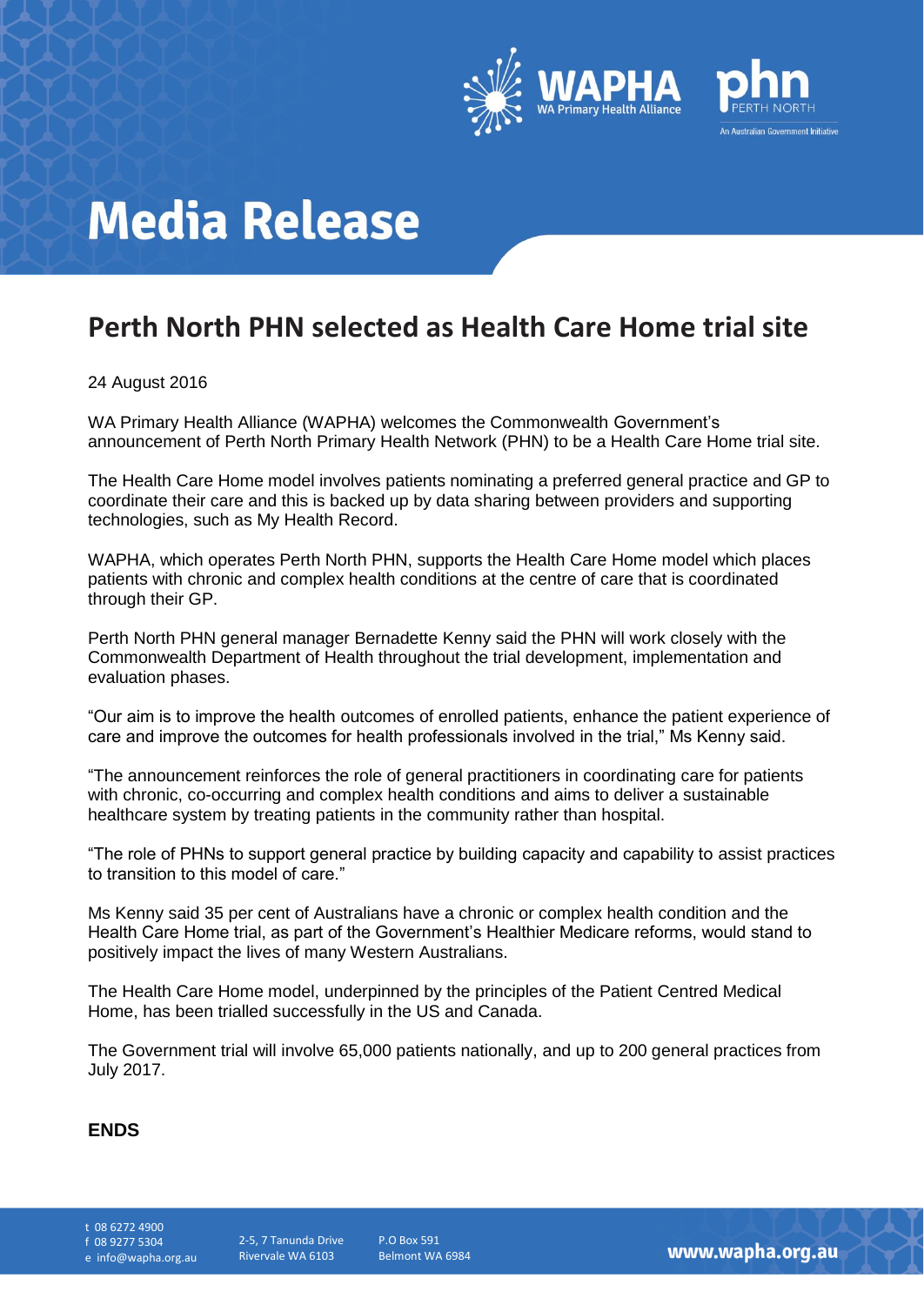# Media Release

## Perth North PHN selected as Health Care Home trial site

24 August 2016

WA Primary Health Alliance (WAPHA) welcomes the Commonwealth Government's announcement of Perth North Primary Health Network (PHN) to be a Health Care Home trial site.

The Health Care Home model involves patients nominating a preferred general practice and GP to coordinate their care and this is backed up by data sharing between providers and supporting technologies, such as My Health Record.

WAPHA, which operates Perth North PHN, supports the Health Care Home model which places patients with chronic and complex health conditions at the centre of care that is coordinated through their GP.

Perth North PHN general manager Bernadette Kenny said the PHN will work closely with the Commonwealth Department of Health throughout the trial development, implementation and evaluation phases.

"Our aim is to improve the health outcomes of enrolled patients, enhance the patient experience of care and improve the outcomes for health professionals involved in the trial," Ms Kenny said.

"The announcement reinforces the role of general practitioners in coordinating care for patients with chronic, co-occurring and complex health conditions and aims to deliver a sustainable healthcare system by treating patients in the community rather than hospital.

"The role of PHNs to support general practice by building capacity and capability to assist practices to transition to this model of care."

Ms Kenny said 35 per cent of Australians have a chronic or complex health condition and the Health Care Home trial, as part of the Government's Healthier Medicare reforms, would stand to positively impact the lives of many Western Australians.

The Health Care Home model, underpinned by the principles of the Patient Centred Medical Home, has been trialled successfully in the US and Canada.

The Government trial will involve 65,000 patients nationally, and up to 200 general practices from July 2017.

**ENDS**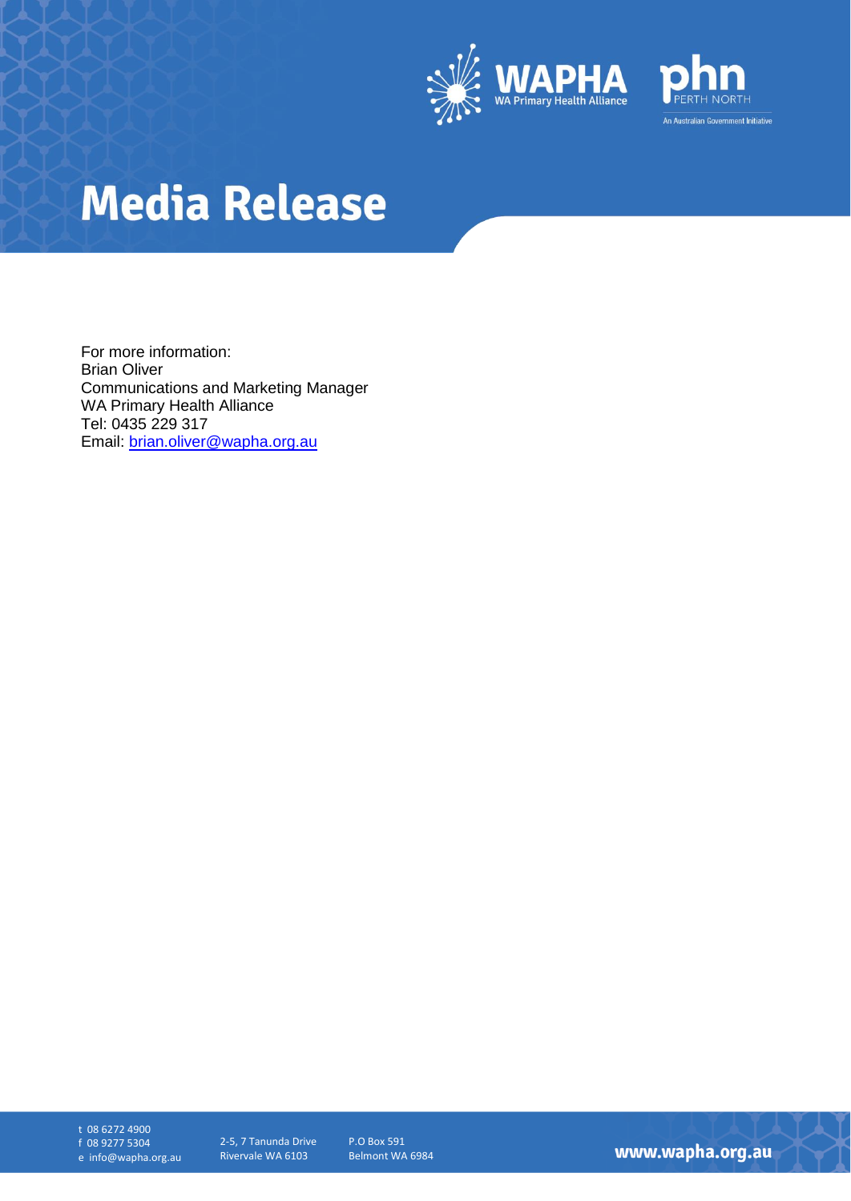# Media Release

For more information:
Brian Oliver
Communications and Marketing Manager
WA Primary Health Alliance
Tel: 0435 229 317
Email: brian.oliver@wapha.org.au